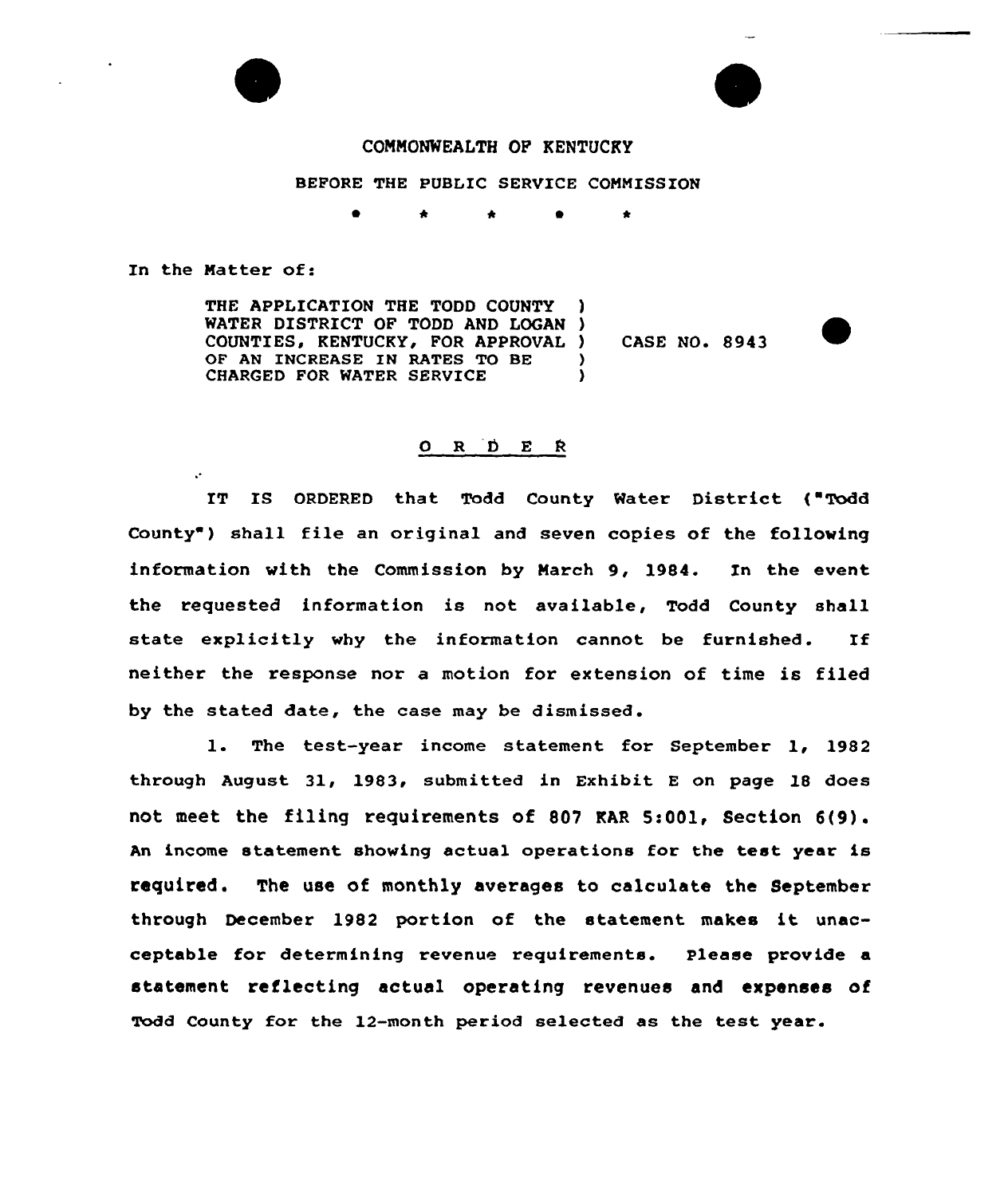COMMONWEALTH OF KENTUCKY

BEFORE THE PUBLIC SERVICE COMMISSION

\* \* \* \* \*

In the Matter of:

THE APPLICATION THE TODD COUNTY WATER DISTRICT OF TODD AND LOGAN COUNTIES, KENTUCKY, FOR APPROVAL OF AN INCREASE IN RATES TO BE CHARGED FOR WATER SERVICE ) CASE NO. 8943

# O R D E R

IT IS ORDERED that Todd County Water District ("Todd County") shall file an original and seven copies of the following information with the Commission by March 9, 1984. In the event the requested information is not available, Todd County shall state explicitly why the information cannot be furnished. If neither the response nor a motion for extension of time is filed by the stated date, the case may be dismissed.

1. The test-year income statement for September 1, 1982 through August 31, 1983, submitted in Exhibit E on page 18 does not meet the filing requirements of 807 KAR 5:001, Section 6(9). An income statement showing actual operations for the test year is required. The use of monthly averages to calculate the September through December 1982 portion of the statement makes it unacceptable for determining revenue requirements. Please provide a statement reflecting actual operating revenues and expenses of Todd County for the 12-month period selected as the test year.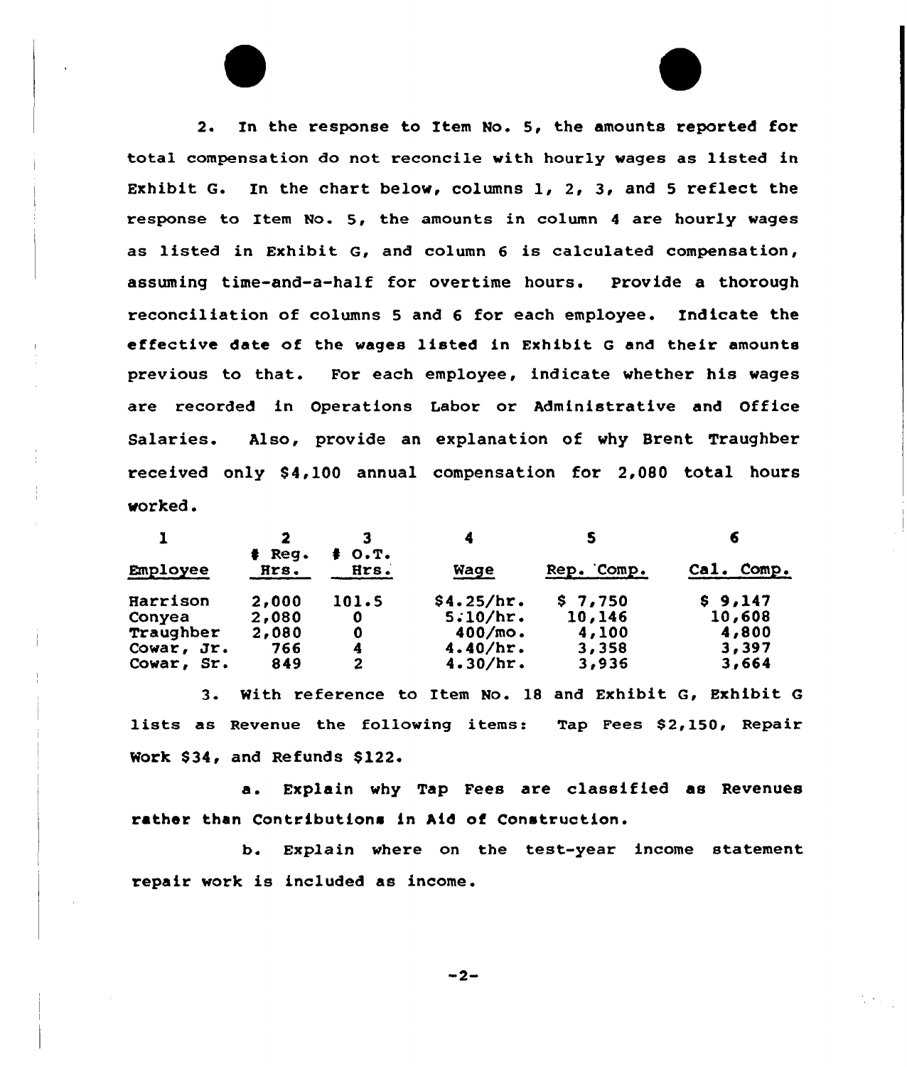2. In the response to Item No. 5, the amounts reported for total compensation do not reconcile with hourly wages as listed in Exhibit G. In the chart below, columns 1, 2, 3, and 5 reflect the response to Item No. 5, the amounts in column 4 are hourly wages as listed in Exhibit G, and column 6 is calculated compensation, assuming time-and-a-half for overtime hours. Provide a thorough reconciliation of columns 5 and 6 for each employee. Indicate the effective date of the wages listed in Exhibit G and their amounts previous to that. For each employee, indicate whether his wages are recorded in Operations Labor or Administrative and Office Salaries. Also, provide an explanation of why Brent Traughber received only $4,100 annual compensation for 2,080 total hours worked.

| 1 | 2 | 3 | 4 | 5 | 6 |
|---|---|---|---|---|---|
| Employee | # Reg. Hrs. | # O.T. Hrs. | Wage | Rep. Comp. | Cal. Comp. |
| Harrison | 2,000 | 101.5 | $4.25/hr. | $ 7,750 | $ 9,147 |
| Conyea | 2,080 | 0 | 5.10/hr. | 10,146 | 10,608 |
| Traughber | 2,080 | 0 | 400/mo. | 4,100 | 4,800 |
| Cowar, Jr. | 766 | 4 | 4.40/hr. | 3,358 | 3,397 |
| Cowar, Sr. | 849 | 2 | 4.30/hr. | 3,936 | 3,664 |

3. With reference to Item No. 18 and Exhibit G, Exhibit G lists as Revenue the following items: Tap Fees $2,150, Repair Work $34, and Refunds $122.

a. Explain why Tap Fees are classified as Revenues rather than Contributions in Aid of Construction.

b. Explain where on the test-year income statement repair work is included as income.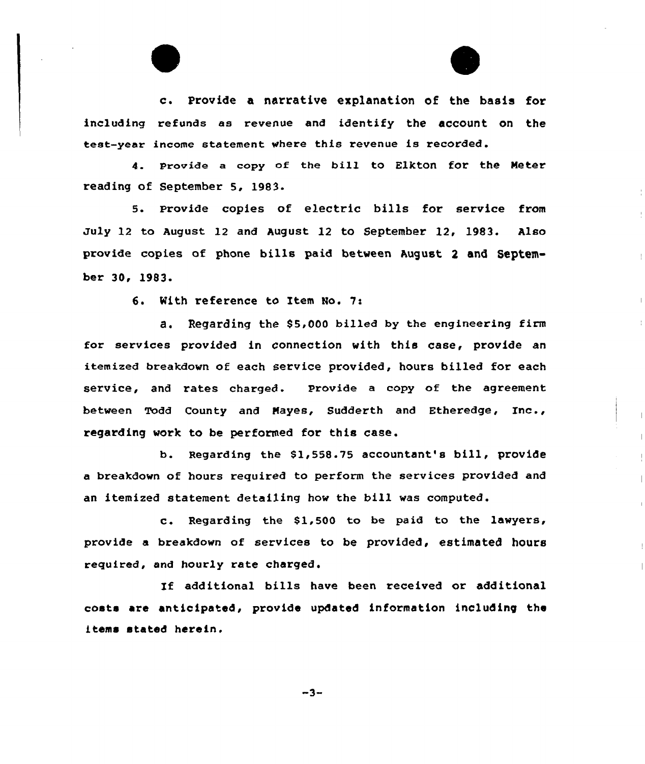c. Provide a narrative explanation of the basis for including refunds as revenue and identify the account on the test-year income statement where this revenue is recorded.

4. Provide a copy of the bill to Elkton for the Meter reading of September 5, 1983.

5. Provide copies of electric bills for service from July 12 to August 12 and August 12 to September 12, 1983. Also provide copies of phone bills paid between August 2 and September 30, 1983.

6. With reference to Item No. 7:

a. Regarding the $5,000 billed by the engineering firm for services provided in connection with this case, provide an itemized breakdown of each service provided, hours billed for each service, and rates charged. Provide a copy of the agreement between Todd County and Mayes, Sudderth and Etheredge, Inc., regarding work to be performed for this case.

b. Regarding the $1,558.75 accountant's bill, provide a breakdown of hours required to perform the services provided and an itemized statement detailing how the bill was computed.

c. Regarding the $1,500 to be paid to the lawyers, provide a breakdown of services to be provided, estimated hours required, and hourly rate charged.

If additional bills have been received or additional costs are anticipated, provide updated information including the items stated herein.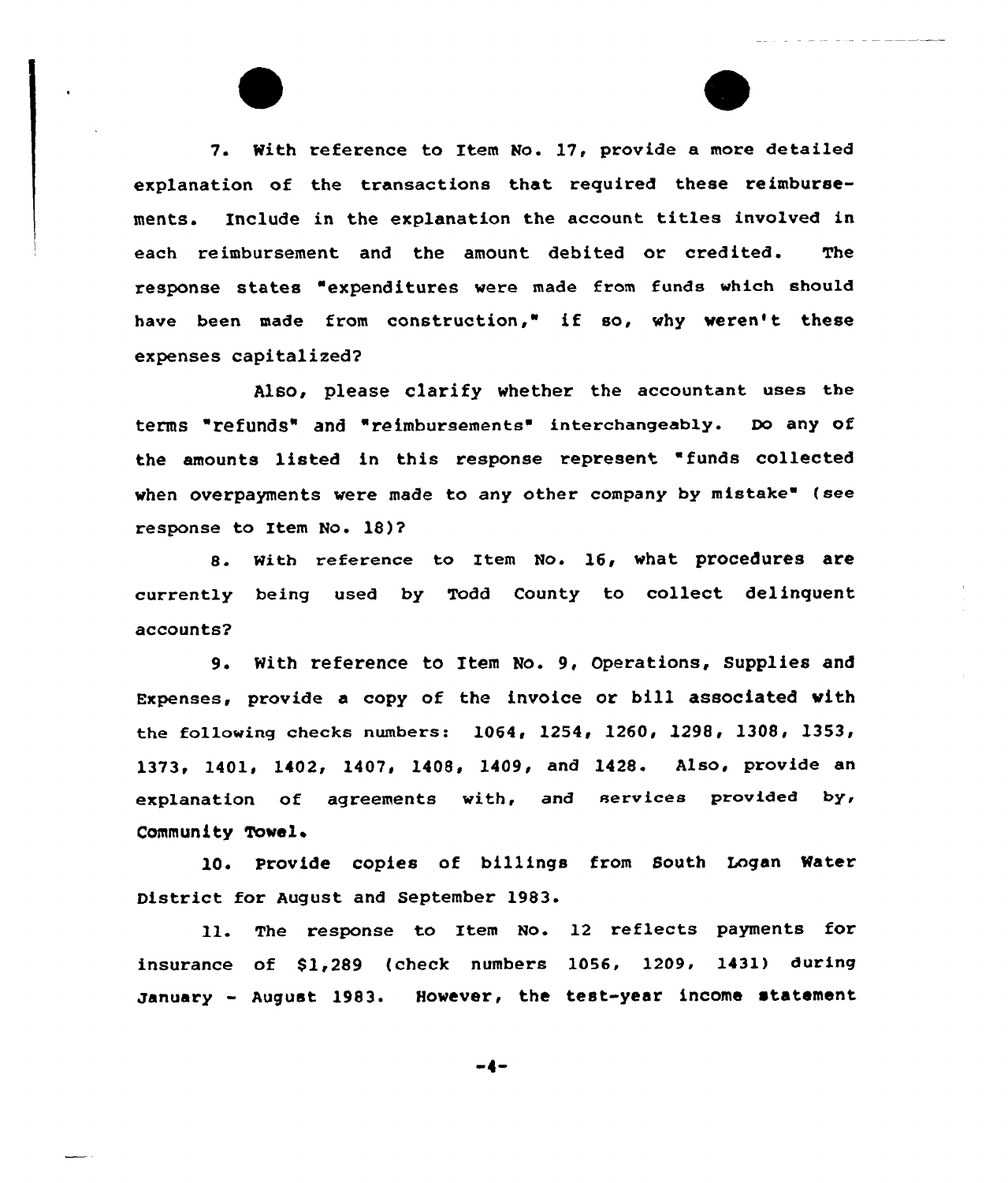7. With reference to Item No. 17, provide a more detailed explanation of the transactions that required these reimbursements. Include in the explanation the account titles involved in each reimbursement and the amount debited or credited. The response states "expenditures were made from funds which should have been made from construction," if so, why weren't these expenses capitalized?

Also, please clarify whether the accountant uses the terms "refunds" and "reimbursements" interchangeably. Do any of the amounts listed in this response represent "funds collected when overpayments were made to any other company by mistake" (see response to Item No. 18)?

8. With reference to Item No. 16, what procedures are currently being used by Todd County to collect delinquent accounts?

9. With reference to Item No. 9, Operations, Supplies and Expenses, provide a copy of the invoice or bill associated with the following checks numbers: 1064, 1254, 1260, 1298, 1308, 1353, 1373, 1401, 1402, 1407, 1408, 1409, and 1428. Also, provide an explanation of agreements with, and services provided by, Community Towel.

10. Provide copies of billings from South Logan Water District for August and September 1983.

11. The response to Item No. 12 reflects payments for insurance of $1,289 (check numbers 1056, 1209, 1431) during January - August 1983. However, the test-year income statement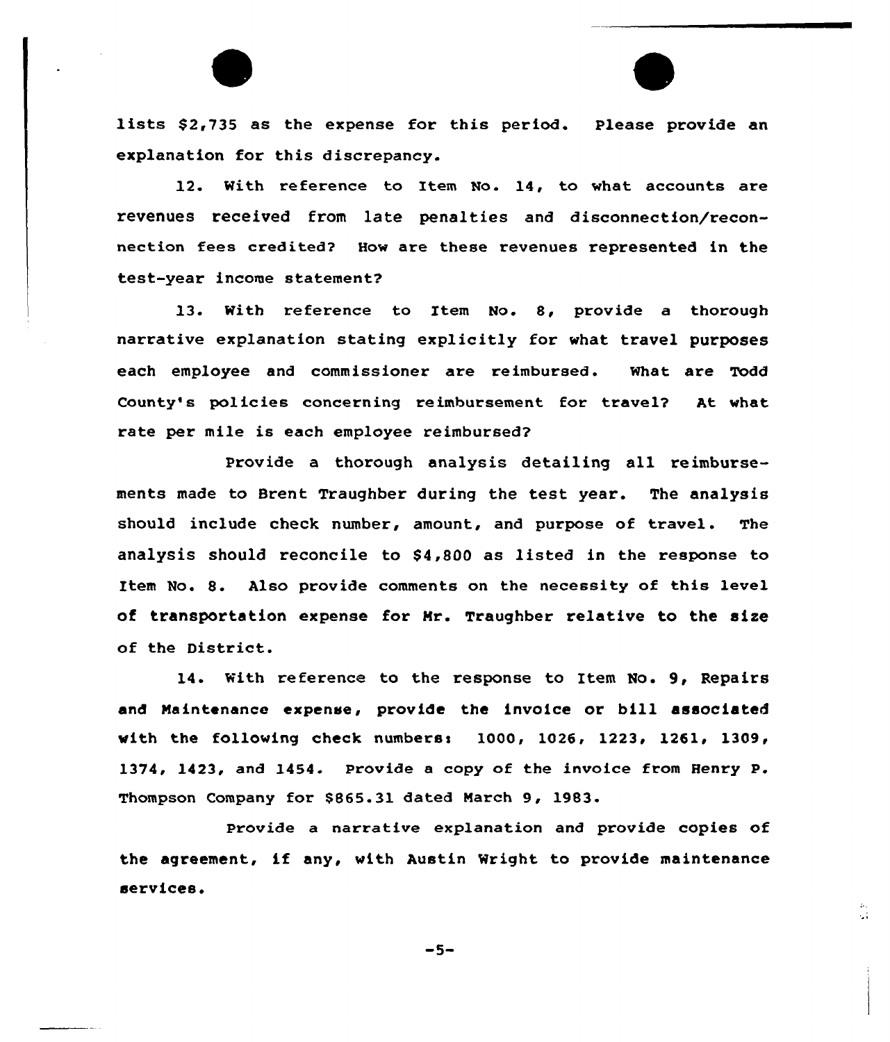lists $2,735 as the expense for this period. Please provide an explanation for this discrepancy.

12. With reference to Item No. 14, to what accounts are revenues received from late penalties and disconnection/reconnection fees credited? How are these revenues represented in the test-year income statement?

13. With reference to Item No. 8, provide a thorough narrative explanation stating explicitly for what travel purposes each employee and commissioner are reimbursed. What are Todd County's policies concerning reimbursement for travel? At what rate per mile is each employee reimbursed?

Provide a thorough analysis detailing all reimbursements made to Brent Traughber during the test year. The analysis should include check number, amount, and purpose of travel. The analysis should reconcile to $4,800 as listed in the response to Item No. 8. Also provide comments on the necessity of this level of transportation expense for Mr. Traughber relative to the size of the District.

14. With reference to the response to Item No. 9, Repairs and Maintenance expense, provide the invoice or bill associated with the following check numbers: 1000, 1026, 1223, 1261, 1309, 1374, 1423, and 1454. Provide a copy of the invoice from Henry P. Thompson Company for $865.31 dated March 9, 1983.

Provide a narrative explanation and provide copies of the agreement, if any, with Austin Wright to provide maintenance services.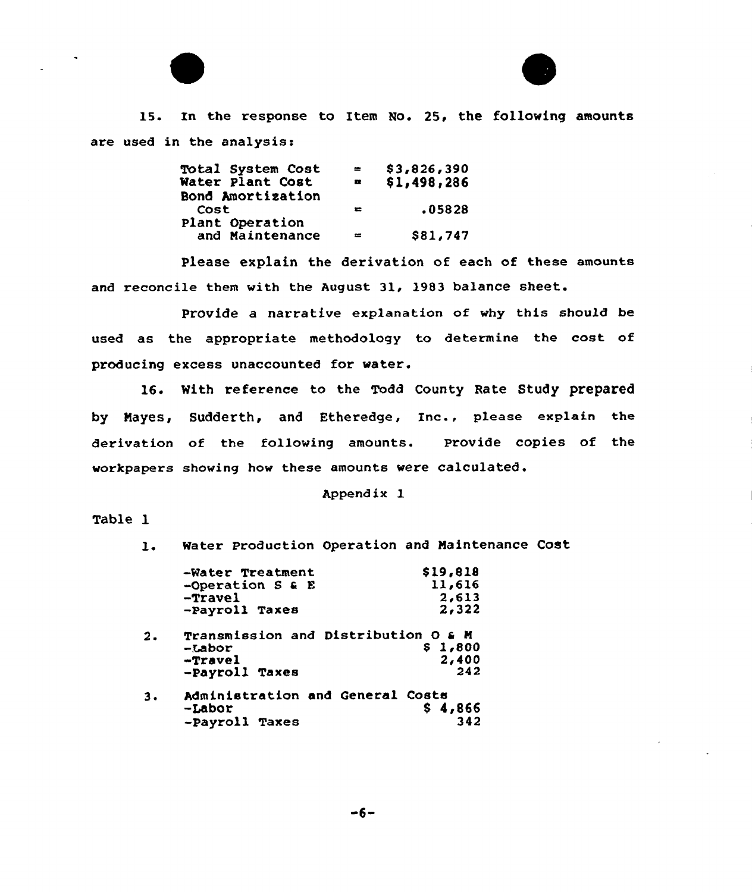15. In the response to Item No. 25, the following amounts are used in the analysis:

| | | |
|---|---|---|
| Total System Cost | = | $3,826,390 |
| Water Plant Cost | = | $1,498,286 |
| Bond Amortization Cost | = | .05828 |
| Plant Operation and Maintenance | = | $81,747 |

Please explain the derivation of each of these amounts and reconcile them with the August 31, 1983 balance sheet.

Provide a narrative explanation of why this should be used as the appropriate methodology to determine the cost of producing excess unaccounted for water.

16. With reference to the Todd County Rate Study prepared by Mayes, Sudderth, and Etheredge, Inc., please explain the derivation of the following amounts. Provide copies of the workpapers showing how these amounts were calculated.

Appendix 1

Table 1

1. Water Production Operation and Maintenance Cost

| | |
|---|---|
| -Water Treatment | $19,818 |
| -Operation S & E | 11,616 |
| -Travel | 2,613 |
| -Payroll Taxes | 2,322 |

2. Transmission and Distribution O & M

| | |
|---|---|
| -Labor | $ 1,800 |
| -Travel | 2,400 |
| -Payroll Taxes | 242 |

3. Administration and General Costs

| | |
|---|---|
| -Labor | $ 4,866 |
| -Payroll Taxes | 342 |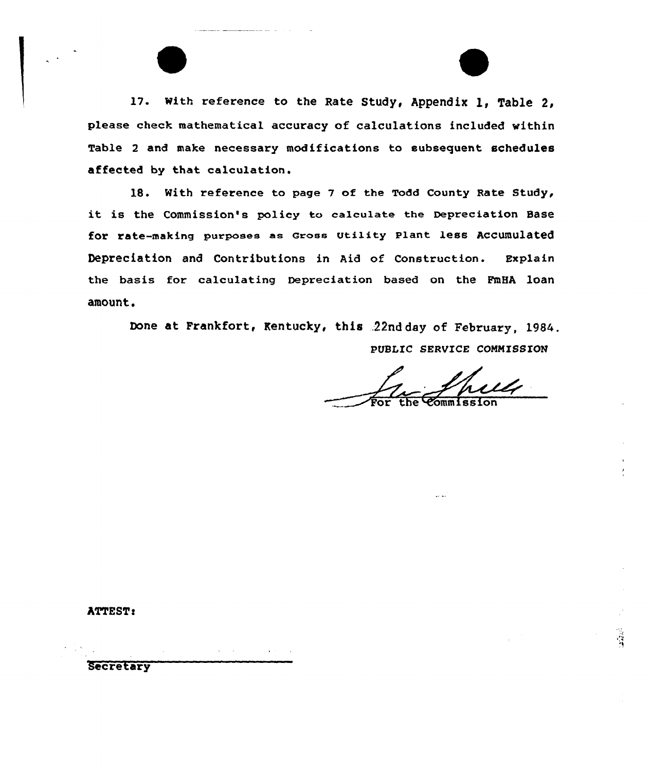17. With reference to the Rate Study, Appendix 1, Table 2, please check mathematical accuracy of calculations included within Table 2 and make necessary modifications to subsequent schedules affected by that calculation.

18. With reference to page 7 of the Todd County Rate Study, it is the Commission's policy to calculate the Depreciation Base for rate-making purposes as Gross Utility Plant less Accumulated Depreciation and Contributions in Aid of Construction. Explain the basis for calculating Depreciation based on the FmHA loan amount.

Done at Frankfort, Kentucky, this 22nd day of February, 1984.

PUBLIC SERVICE COMMISSION

For the Commission

ATTEST:

Secretary